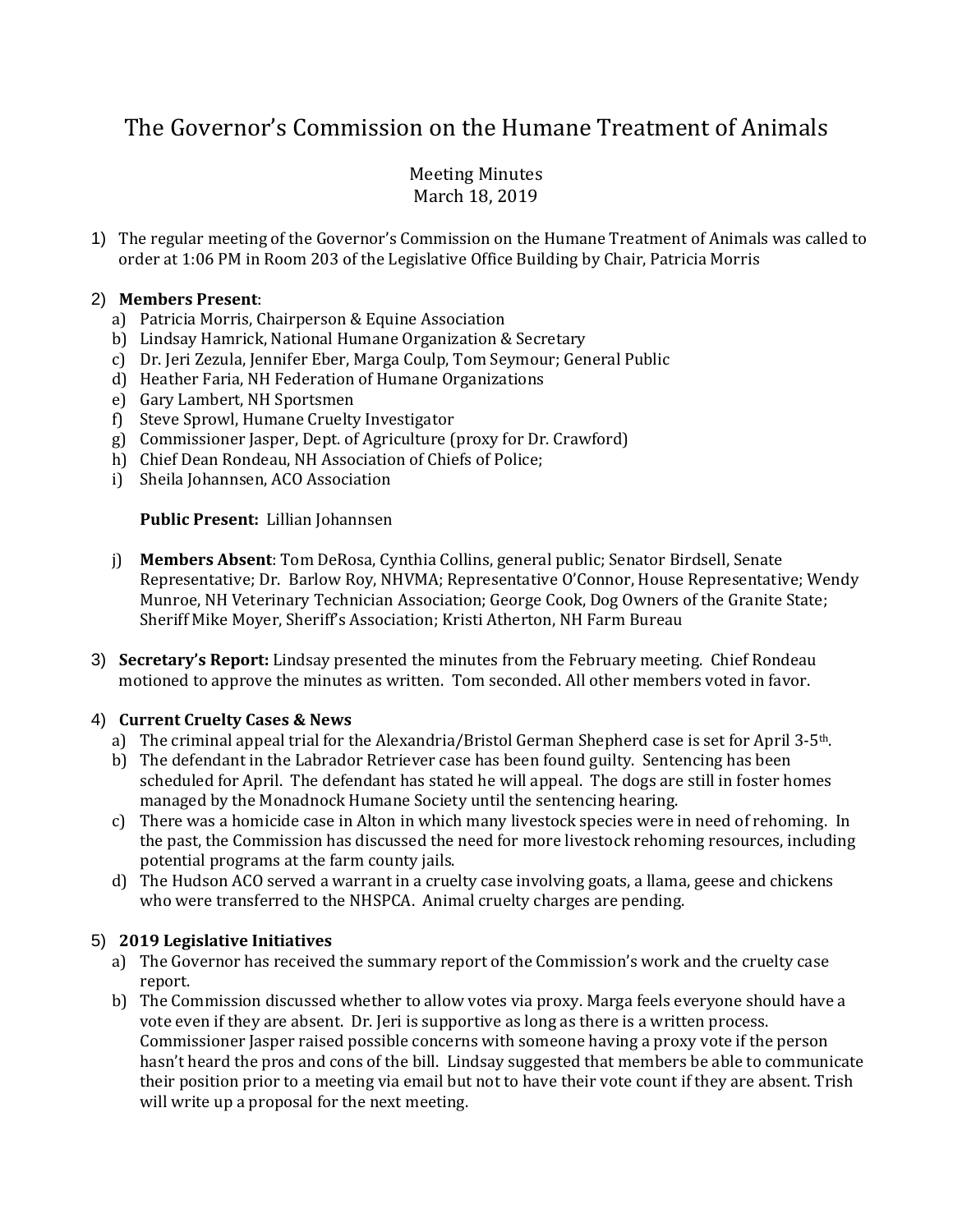# The Governor's Commission on the Humane Treatment of Animals

Meeting Minutes
March 18, 2019

1) The regular meeting of the Governor's Commission on the Humane Treatment of Animals was called to order at 1:06 PM in Room 203 of the Legislative Office Building by Chair, Patricia Morris

2) **Members Present**:
   a) Patricia Morris, Chairperson & Equine Association
   b) Lindsay Hamrick, National Humane Organization & Secretary
   c) Dr. Jeri Zezula, Jennifer Eber, Marga Coulp, Tom Seymour; General Public
   d) Heather Faria, NH Federation of Humane Organizations
   e) Gary Lambert, NH Sportsmen
   f) Steve Sprowl, Humane Cruelty Investigator
   g) Commissioner Jasper, Dept. of Agriculture (proxy for Dr. Crawford)
   h) Chief Dean Rondeau, NH Association of Chiefs of Police;
   i) Sheila Johannsen, ACO Association

   **Public Present:** Lillian Johannsen

   j) **Members Absent**: Tom DeRosa, Cynthia Collins, general public; Senator Birdsell, Senate Representative; Dr. Barlow Roy, NHVMA; Representative O'Connor, House Representative; Wendy Munroe, NH Veterinary Technician Association; George Cook, Dog Owners of the Granite State; Sheriff Mike Moyer, Sheriff's Association; Kristi Atherton, NH Farm Bureau

3) **Secretary's Report:** Lindsay presented the minutes from the February meeting. Chief Rondeau motioned to approve the minutes as written. Tom seconded. All other members voted in favor.

4) **Current Cruelty Cases & News**
   a) The criminal appeal trial for the Alexandria/Bristol German Shepherd case is set for April 3-5th.
   b) The defendant in the Labrador Retriever case has been found guilty. Sentencing has been scheduled for April. The defendant has stated he will appeal. The dogs are still in foster homes managed by the Monadnock Humane Society until the sentencing hearing.
   c) There was a homicide case in Alton in which many livestock species were in need of rehoming. In the past, the Commission has discussed the need for more livestock rehoming resources, including potential programs at the farm county jails.
   d) The Hudson ACO served a warrant in a cruelty case involving goats, a llama, geese and chickens who were transferred to the NHSPCA. Animal cruelty charges are pending.

5) **2019 Legislative Initiatives**
   a) The Governor has received the summary report of the Commission's work and the cruelty case report.
   b) The Commission discussed whether to allow votes via proxy. Marga feels everyone should have a vote even if they are absent. Dr. Jeri is supportive as long as there is a written process. Commissioner Jasper raised possible concerns with someone having a proxy vote if the person hasn't heard the pros and cons of the bill. Lindsay suggested that members be able to communicate their position prior to a meeting via email but not to have their vote count if they are absent. Trish will write up a proposal for the next meeting.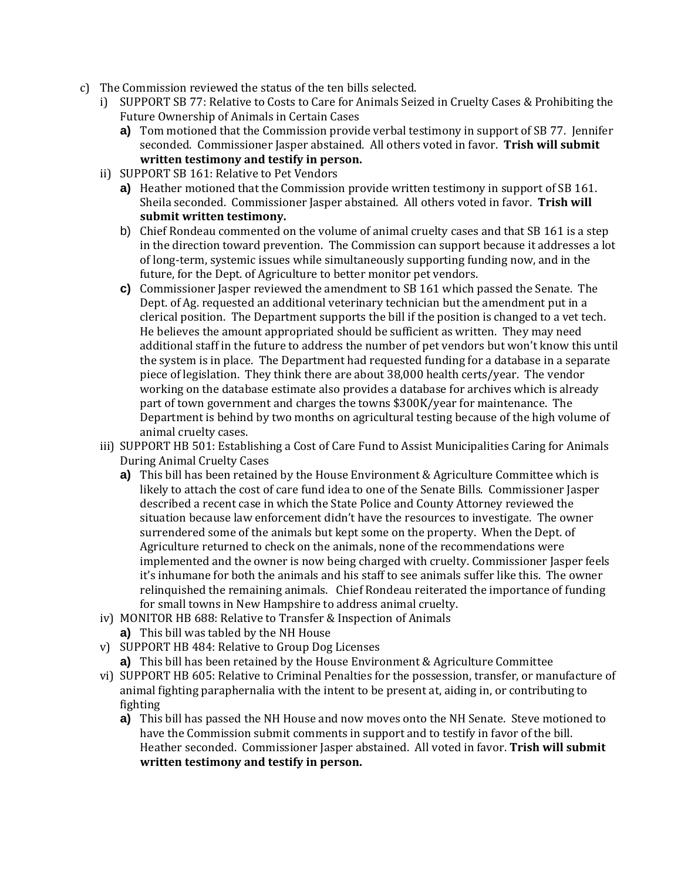c) The Commission reviewed the status of the ten bills selected.

   i) SUPPORT SB 77: Relative to Costs to Care for Animals Seized in Cruelty Cases & Prohibiting the Future Ownership of Animals in Certain Cases

      a) Tom motioned that the Commission provide verbal testimony in support of SB 77. Jennifer seconded. Commissioner Jasper abstained. All others voted in favor. **Trish will submit written testimony and testify in person.**

   ii) SUPPORT SB 161: Relative to Pet Vendors

      a) Heather motioned that the Commission provide written testimony in support of SB 161. Sheila seconded. Commissioner Jasper abstained. All others voted in favor. **Trish will submit written testimony.**

      b) Chief Rondeau commented on the volume of animal cruelty cases and that SB 161 is a step in the direction toward prevention. The Commission can support because it addresses a lot of long-term, systemic issues while simultaneously supporting funding now, and in the future, for the Dept. of Agriculture to better monitor pet vendors.

      c) Commissioner Jasper reviewed the amendment to SB 161 which passed the Senate. The Dept. of Ag. requested an additional veterinary technician but the amendment put in a clerical position. The Department supports the bill if the position is changed to a vet tech. He believes the amount appropriated should be sufficient as written. They may need additional staff in the future to address the number of pet vendors but won't know this until the system is in place. The Department had requested funding for a database in a separate piece of legislation. They think there are about 38,000 health certs/year. The vendor working on the database estimate also provides a database for archives which is already part of town government and charges the towns $300K/year for maintenance. The Department is behind by two months on agricultural testing because of the high volume of animal cruelty cases.

   iii) SUPPORT HB 501: Establishing a Cost of Care Fund to Assist Municipalities Caring for Animals During Animal Cruelty Cases

      a) This bill has been retained by the House Environment & Agriculture Committee which is likely to attach the cost of care fund idea to one of the Senate Bills. Commissioner Jasper described a recent case in which the State Police and County Attorney reviewed the situation because law enforcement didn't have the resources to investigate. The owner surrendered some of the animals but kept some on the property. When the Dept. of Agriculture returned to check on the animals, none of the recommendations were implemented and the owner is now being charged with cruelty. Commissioner Jasper feels it's inhumane for both the animals and his staff to see animals suffer like this. The owner relinquished the remaining animals. Chief Rondeau reiterated the importance of funding for small towns in New Hampshire to address animal cruelty.

   iv) MONITOR HB 688: Relative to Transfer & Inspection of Animals

      a) This bill was tabled by the NH House

   v) SUPPORT HB 484: Relative to Group Dog Licenses

      a) This bill has been retained by the House Environment & Agriculture Committee

   vi) SUPPORT HB 605: Relative to Criminal Penalties for the possession, transfer, or manufacture of animal fighting paraphernalia with the intent to be present at, aiding in, or contributing to fighting

      a) This bill has passed the NH House and now moves onto the NH Senate. Steve motioned to have the Commission submit comments in support and to testify in favor of the bill. Heather seconded. Commissioner Jasper abstained. All voted in favor. **Trish will submit written testimony and testify in person.**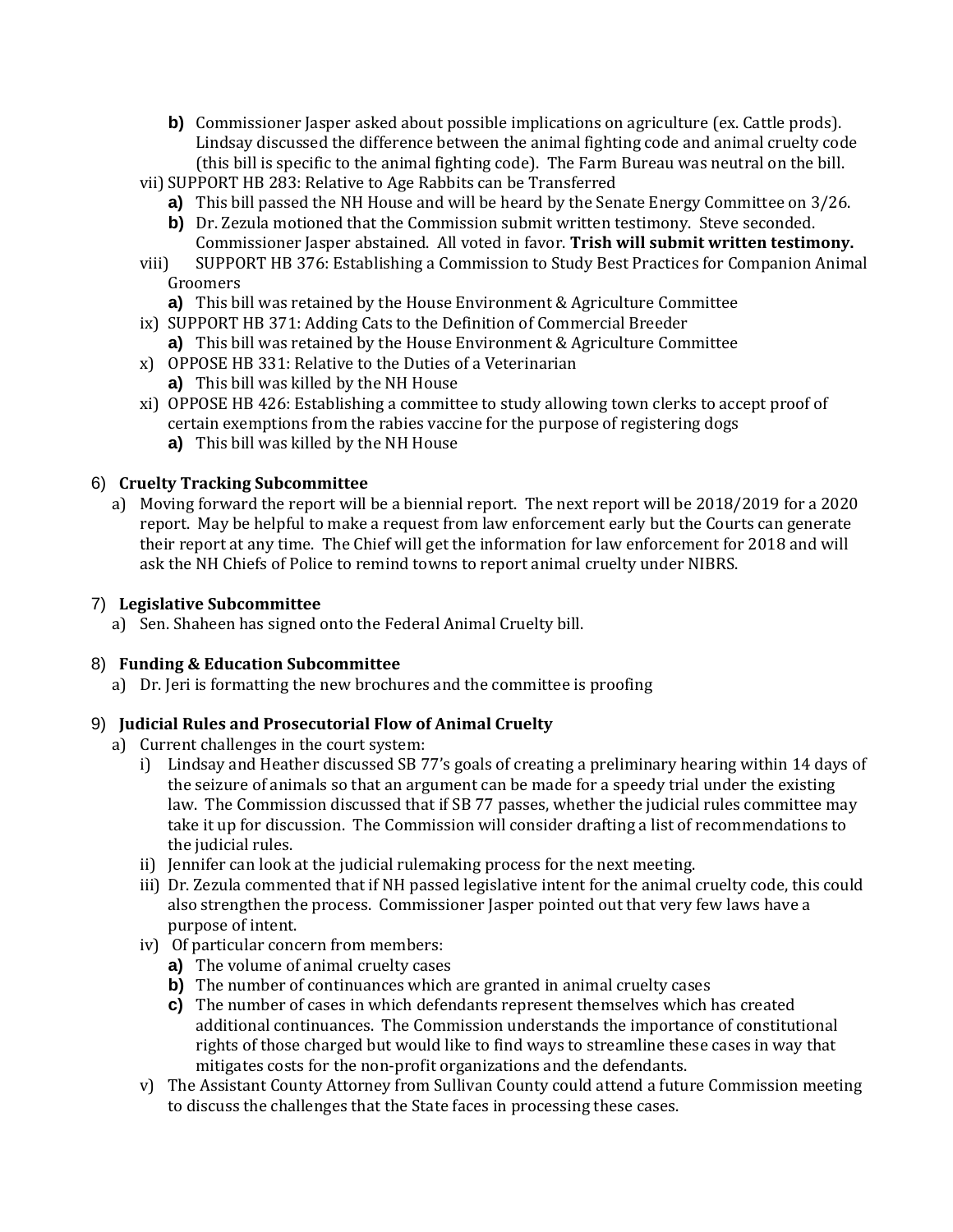- **b)** Commissioner Jasper asked about possible implications on agriculture (ex. Cattle prods). Lindsay discussed the difference between the animal fighting code and animal cruelty code (this bill is specific to the animal fighting code). The Farm Bureau was neutral on the bill.

vii) SUPPORT HB 283: Relative to Age Rabbits can be Transferred

- **a)** This bill passed the NH House and will be heard by the Senate Energy Committee on 3/26.
- **b)** Dr. Zezula motioned that the Commission submit written testimony. Steve seconded. Commissioner Jasper abstained. All voted in favor. **Trish will submit written testimony.**

viii) SUPPORT HB 376: Establishing a Commission to Study Best Practices for Companion Animal Groomers

- **a)** This bill was retained by the House Environment & Agriculture Committee

ix) SUPPORT HB 371: Adding Cats to the Definition of Commercial Breeder

- **a)** This bill was retained by the House Environment & Agriculture Committee

x) OPPOSE HB 331: Relative to the Duties of a Veterinarian

- **a)** This bill was killed by the NH House

xi) OPPOSE HB 426: Establishing a committee to study allowing town clerks to accept proof of certain exemptions from the rabies vaccine for the purpose of registering dogs

- **a)** This bill was killed by the NH House

6) **Cruelty Tracking Subcommittee**

a) Moving forward the report will be a biennial report. The next report will be 2018/2019 for a 2020 report. May be helpful to make a request from law enforcement early but the Courts can generate their report at any time. The Chief will get the information for law enforcement for 2018 and will ask the NH Chiefs of Police to remind towns to report animal cruelty under NIBRS.

7) **Legislative Subcommittee**

a) Sen. Shaheen has signed onto the Federal Animal Cruelty bill.

8) **Funding & Education Subcommittee**

a) Dr. Jeri is formatting the new brochures and the committee is proofing

9) **Judicial Rules and Prosecutorial Flow of Animal Cruelty**

a) Current challenges in the court system:

i) Lindsay and Heather discussed SB 77's goals of creating a preliminary hearing within 14 days of the seizure of animals so that an argument can be made for a speedy trial under the existing law. The Commission discussed that if SB 77 passes, whether the judicial rules committee may take it up for discussion. The Commission will consider drafting a list of recommendations to the judicial rules.

ii) Jennifer can look at the judicial rulemaking process for the next meeting.

iii) Dr. Zezula commented that if NH passed legislative intent for the animal cruelty code, this could also strengthen the process. Commissioner Jasper pointed out that very few laws have a purpose of intent.

iv) Of particular concern from members:

- **a)** The volume of animal cruelty cases
- **b)** The number of continuances which are granted in animal cruelty cases
- **c)** The number of cases in which defendants represent themselves which has created additional continuances. The Commission understands the importance of constitutional rights of those charged but would like to find ways to streamline these cases in way that mitigates costs for the non-profit organizations and the defendants.

v) The Assistant County Attorney from Sullivan County could attend a future Commission meeting to discuss the challenges that the State faces in processing these cases.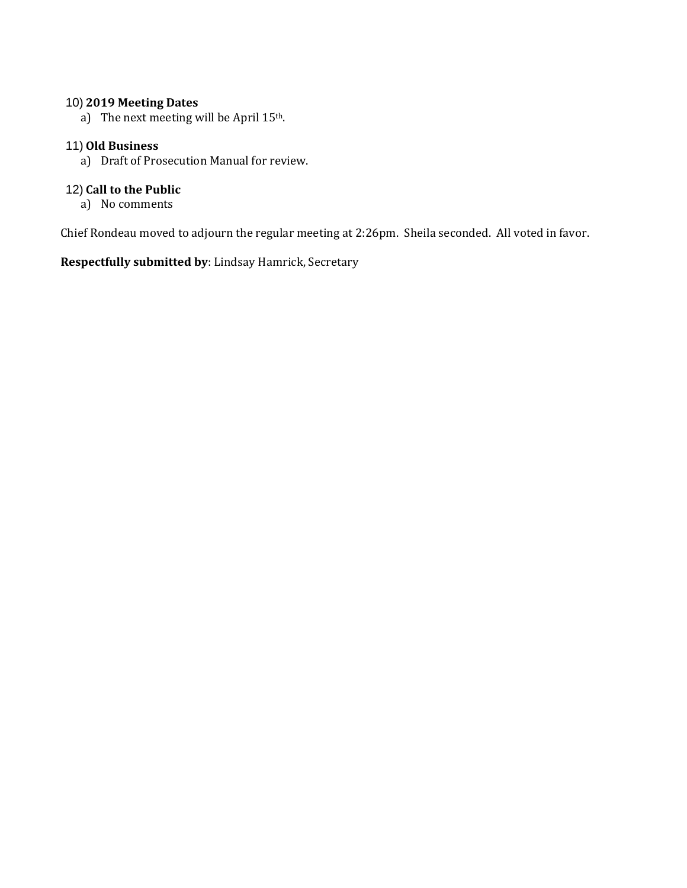10) **2019 Meeting Dates**

a) The next meeting will be April 15th.

11) **Old Business**

a) Draft of Prosecution Manual for review.

12) **Call to the Public**

a) No comments

Chief Rondeau moved to adjourn the regular meeting at 2:26pm. Sheila seconded. All voted in favor.

**Respectfully submitted by**: Lindsay Hamrick, Secretary